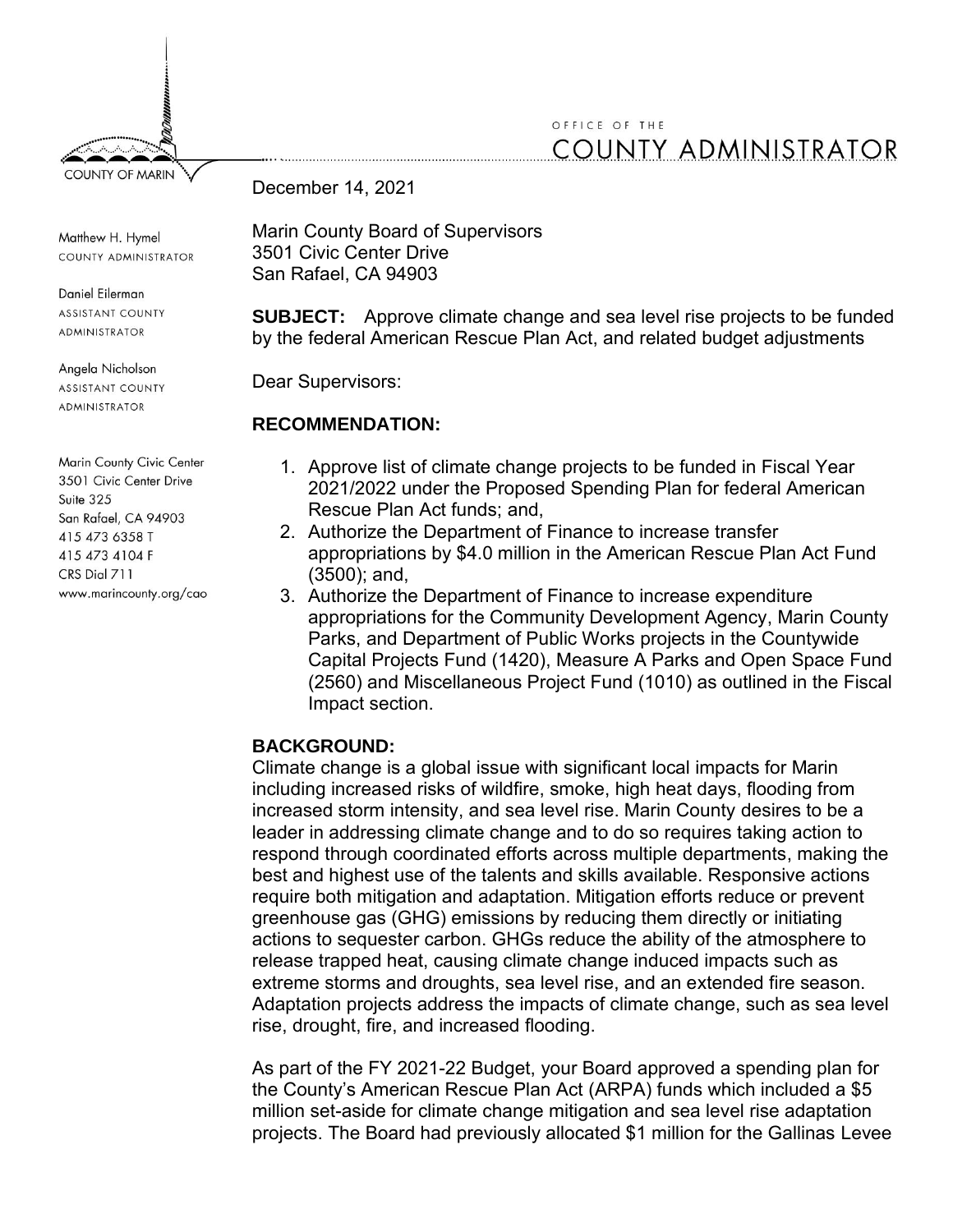COUNTY OF MARIN

OFFICE OF THE
COUNTY ADMINISTRATOR

Matthew H. Hymel
COUNTY ADMINISTRATOR

Daniel Eilerman
ASSISTANT COUNTY ADMINISTRATOR

Angela Nicholson
ASSISTANT COUNTY ADMINISTRATOR

Marin County Civic Center
3501 Civic Center Drive
Suite 325
San Rafael, CA 94903
415 473 6358 T
415 473 4104 F
CRS Dial 711
www.marincounty.org/cao

December 14, 2021

Marin County Board of Supervisors
3501 Civic Center Drive
San Rafael, CA 94903

**SUBJECT:** Approve climate change and sea level rise projects to be funded by the federal American Rescue Plan Act, and related budget adjustments

Dear Supervisors:

**RECOMMENDATION:**

1. Approve list of climate change projects to be funded in Fiscal Year 2021/2022 under the Proposed Spending Plan for federal American Rescue Plan Act funds; and,
2. Authorize the Department of Finance to increase transfer appropriations by $4.0 million in the American Rescue Plan Act Fund (3500); and,
3. Authorize the Department of Finance to increase expenditure appropriations for the Community Development Agency, Marin County Parks, and Department of Public Works projects in the Countywide Capital Projects Fund (1420), Measure A Parks and Open Space Fund (2560) and Miscellaneous Project Fund (1010) as outlined in the Fiscal Impact section.

**BACKGROUND:**

Climate change is a global issue with significant local impacts for Marin including increased risks of wildfire, smoke, high heat days, flooding from increased storm intensity, and sea level rise. Marin County desires to be a leader in addressing climate change and to do so requires taking action to respond through coordinated efforts across multiple departments, making the best and highest use of the talents and skills available. Responsive actions require both mitigation and adaptation. Mitigation efforts reduce or prevent greenhouse gas (GHG) emissions by reducing them directly or initiating actions to sequester carbon. GHGs reduce the ability of the atmosphere to release trapped heat, causing climate change induced impacts such as extreme storms and droughts, sea level rise, and an extended fire season. Adaptation projects address the impacts of climate change, such as sea level rise, drought, fire, and increased flooding.

As part of the FY 2021-22 Budget, your Board approved a spending plan for the County's American Rescue Plan Act (ARPA) funds which included a $5 million set-aside for climate change mitigation and sea level rise adaptation projects. The Board had previously allocated $1 million for the Gallinas Levee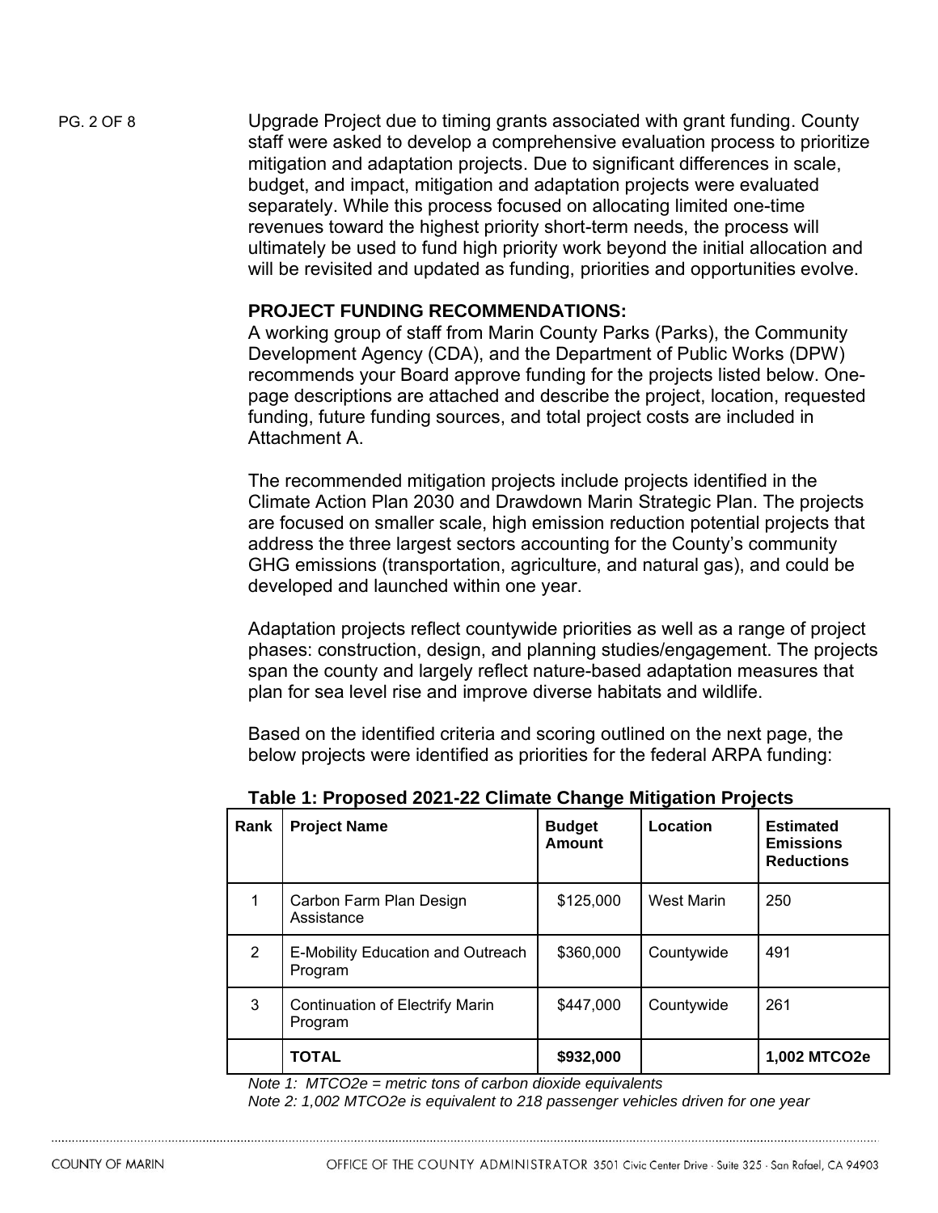Upgrade Project due to timing grants associated with grant funding. County staff were asked to develop a comprehensive evaluation process to prioritize mitigation and adaptation projects. Due to significant differences in scale, budget, and impact, mitigation and adaptation projects were evaluated separately. While this process focused on allocating limited one-time revenues toward the highest priority short-term needs, the process will ultimately be used to fund high priority work beyond the initial allocation and will be revisited and updated as funding, priorities and opportunities evolve.

**PROJECT FUNDING RECOMMENDATIONS:**

A working group of staff from Marin County Parks (Parks), the Community Development Agency (CDA), and the Department of Public Works (DPW) recommends your Board approve funding for the projects listed below. One-page descriptions are attached and describe the project, location, requested funding, future funding sources, and total project costs are included in Attachment A.

The recommended mitigation projects include projects identified in the Climate Action Plan 2030 and Drawdown Marin Strategic Plan. The projects are focused on smaller scale, high emission reduction potential projects that address the three largest sectors accounting for the County's community GHG emissions (transportation, agriculture, and natural gas), and could be developed and launched within one year.

Adaptation projects reflect countywide priorities as well as a range of project phases: construction, design, and planning studies/engagement. The projects span the county and largely reflect nature-based adaptation measures that plan for sea level rise and improve diverse habitats and wildlife.

Based on the identified criteria and scoring outlined on the next page, the below projects were identified as priorities for the federal ARPA funding:

**Table 1: Proposed 2021-22 Climate Change Mitigation Projects**

| Rank | Project Name | Budget Amount | Location | Estimated Emissions Reductions |
|---|---|---|---|---|
| 1 | Carbon Farm Plan Design Assistance | $125,000 | West Marin | 250 |
| 2 | E-Mobility Education and Outreach Program | $360,000 | Countywide | 491 |
| 3 | Continuation of Electrify Marin Program | $447,000 | Countywide | 261 |
| | **TOTAL** | **$932,000** | | **1,002 MTCO2e** |

*Note 1: MTCO2e = metric tons of carbon dioxide equivalents*
*Note 2: 1,002 MTCO2e is equivalent to 218 passenger vehicles driven for one year*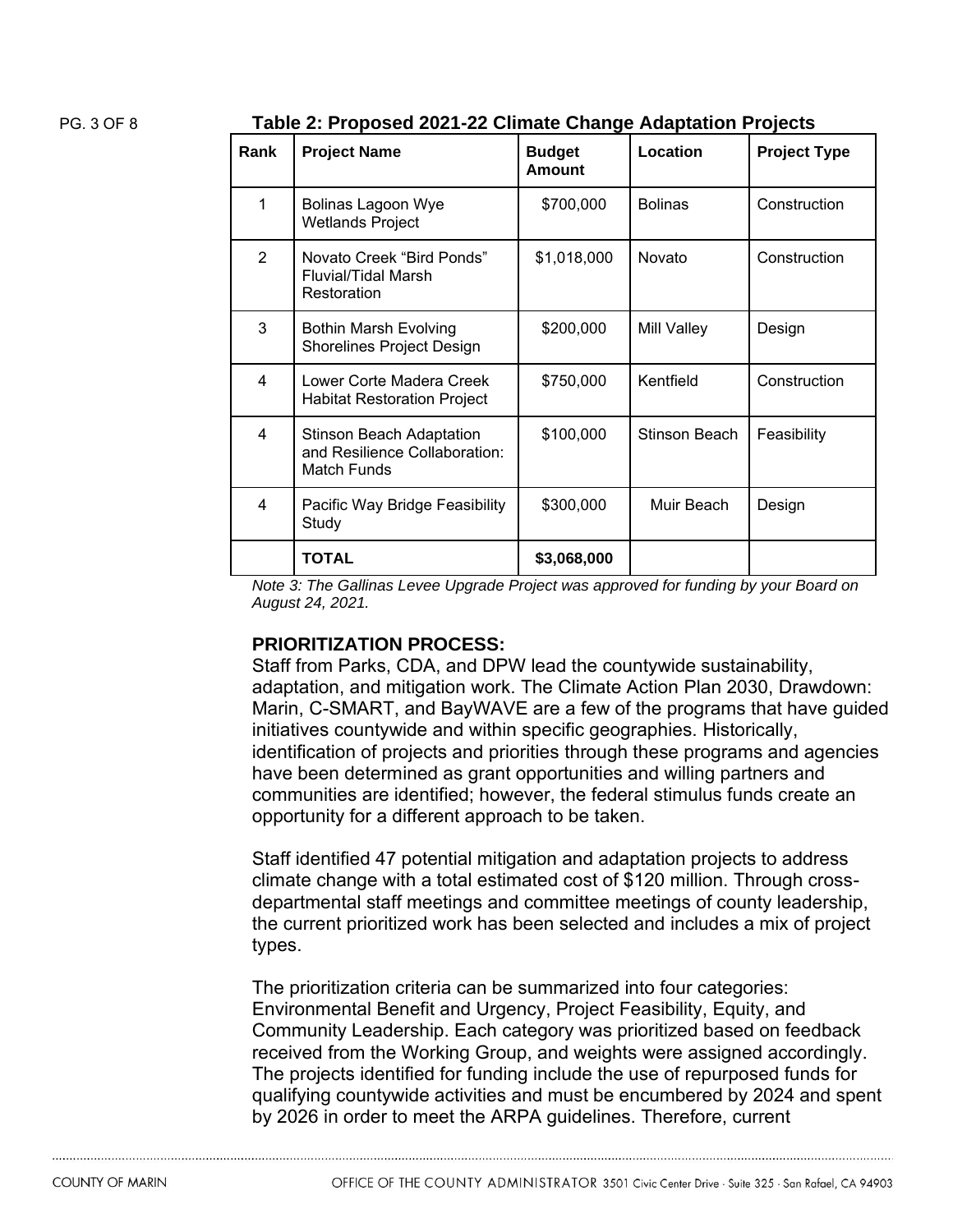**Table 2: Proposed 2021-22 Climate Change Adaptation Projects**

| Rank | Project Name | Budget Amount | Location | Project Type |
|---|---|---|---|---|
| 1 | Bolinas Lagoon Wye Wetlands Project | $700,000 | Bolinas | Construction |
| 2 | Novato Creek "Bird Ponds" Fluvial/Tidal Marsh Restoration | $1,018,000 | Novato | Construction |
| 3 | Bothin Marsh Evolving Shorelines Project Design | $200,000 | Mill Valley | Design |
| 4 | Lower Corte Madera Creek Habitat Restoration Project | $750,000 | Kentfield | Construction |
| 4 | Stinson Beach Adaptation and Resilience Collaboration: Match Funds | $100,000 | Stinson Beach | Feasibility |
| 4 | Pacific Way Bridge Feasibility Study | $300,000 | Muir Beach | Design |
| | **TOTAL** | **$3,068,000** | | |

*Note 3: The Gallinas Levee Upgrade Project was approved for funding by your Board on August 24, 2021.*

**PRIORITIZATION PROCESS:**

Staff from Parks, CDA, and DPW lead the countywide sustainability, adaptation, and mitigation work. The Climate Action Plan 2030, Drawdown: Marin, C-SMART, and BayWAVE are a few of the programs that have guided initiatives countywide and within specific geographies. Historically, identification of projects and priorities through these programs and agencies have been determined as grant opportunities and willing partners and communities are identified; however, the federal stimulus funds create an opportunity for a different approach to be taken.

Staff identified 47 potential mitigation and adaptation projects to address climate change with a total estimated cost of $120 million. Through cross-departmental staff meetings and committee meetings of county leadership, the current prioritized work has been selected and includes a mix of project types.

The prioritization criteria can be summarized into four categories: Environmental Benefit and Urgency, Project Feasibility, Equity, and Community Leadership. Each category was prioritized based on feedback received from the Working Group, and weights were assigned accordingly. The projects identified for funding include the use of repurposed funds for qualifying countywide activities and must be encumbered by 2024 and spent by 2026 in order to meet the ARPA guidelines. Therefore, current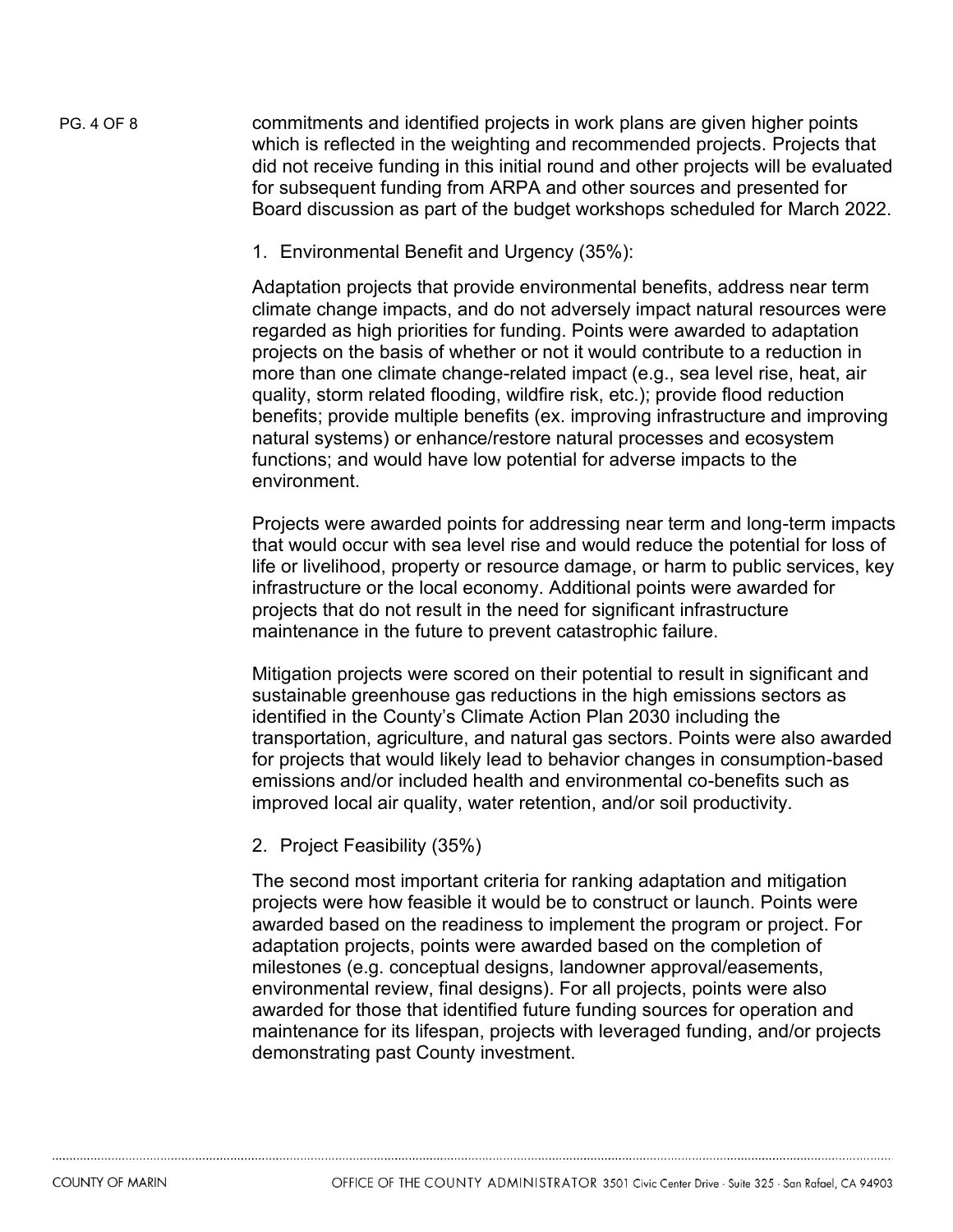commitments and identified projects in work plans are given higher points which is reflected in the weighting and recommended projects. Projects that did not receive funding in this initial round and other projects will be evaluated for subsequent funding from ARPA and other sources and presented for Board discussion as part of the budget workshops scheduled for March 2022.

1. Environmental Benefit and Urgency (35%):

Adaptation projects that provide environmental benefits, address near term climate change impacts, and do not adversely impact natural resources were regarded as high priorities for funding. Points were awarded to adaptation projects on the basis of whether or not it would contribute to a reduction in more than one climate change-related impact (e.g., sea level rise, heat, air quality, storm related flooding, wildfire risk, etc.); provide flood reduction benefits; provide multiple benefits (ex. improving infrastructure and improving natural systems) or enhance/restore natural processes and ecosystem functions; and would have low potential for adverse impacts to the environment.

Projects were awarded points for addressing near term and long-term impacts that would occur with sea level rise and would reduce the potential for loss of life or livelihood, property or resource damage, or harm to public services, key infrastructure or the local economy. Additional points were awarded for projects that do not result in the need for significant infrastructure maintenance in the future to prevent catastrophic failure.

Mitigation projects were scored on their potential to result in significant and sustainable greenhouse gas reductions in the high emissions sectors as identified in the County's Climate Action Plan 2030 including the transportation, agriculture, and natural gas sectors. Points were also awarded for projects that would likely lead to behavior changes in consumption-based emissions and/or included health and environmental co-benefits such as improved local air quality, water retention, and/or soil productivity.

2. Project Feasibility (35%)

The second most important criteria for ranking adaptation and mitigation projects were how feasible it would be to construct or launch. Points were awarded based on the readiness to implement the program or project. For adaptation projects, points were awarded based on the completion of milestones (e.g. conceptual designs, landowner approval/easements, environmental review, final designs). For all projects, points were also awarded for those that identified future funding sources for operation and maintenance for its lifespan, projects with leveraged funding, and/or projects demonstrating past County investment.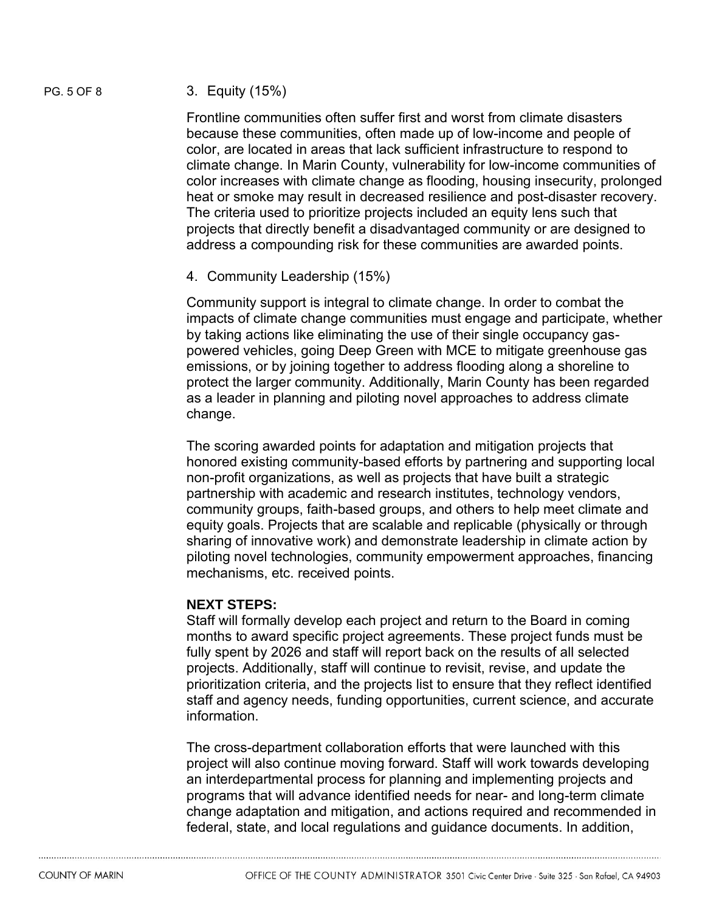3. Equity (15%)

Frontline communities often suffer first and worst from climate disasters because these communities, often made up of low-income and people of color, are located in areas that lack sufficient infrastructure to respond to climate change. In Marin County, vulnerability for low-income communities of color increases with climate change as flooding, housing insecurity, prolonged heat or smoke may result in decreased resilience and post-disaster recovery. The criteria used to prioritize projects included an equity lens such that projects that directly benefit a disadvantaged community or are designed to address a compounding risk for these communities are awarded points.

4. Community Leadership (15%)

Community support is integral to climate change. In order to combat the impacts of climate change communities must engage and participate, whether by taking actions like eliminating the use of their single occupancy gas-powered vehicles, going Deep Green with MCE to mitigate greenhouse gas emissions, or by joining together to address flooding along a shoreline to protect the larger community. Additionally, Marin County has been regarded as a leader in planning and piloting novel approaches to address climate change.

The scoring awarded points for adaptation and mitigation projects that honored existing community-based efforts by partnering and supporting local non-profit organizations, as well as projects that have built a strategic partnership with academic and research institutes, technology vendors, community groups, faith-based groups, and others to help meet climate and equity goals. Projects that are scalable and replicable (physically or through sharing of innovative work) and demonstrate leadership in climate action by piloting novel technologies, community empowerment approaches, financing mechanisms, etc. received points.

**NEXT STEPS:**

Staff will formally develop each project and return to the Board in coming months to award specific project agreements. These project funds must be fully spent by 2026 and staff will report back on the results of all selected projects. Additionally, staff will continue to revisit, revise, and update the prioritization criteria, and the projects list to ensure that they reflect identified staff and agency needs, funding opportunities, current science, and accurate information.

The cross-department collaboration efforts that were launched with this project will also continue moving forward. Staff will work towards developing an interdepartmental process for planning and implementing projects and programs that will advance identified needs for near- and long-term climate change adaptation and mitigation, and actions required and recommended in federal, state, and local regulations and guidance documents. In addition,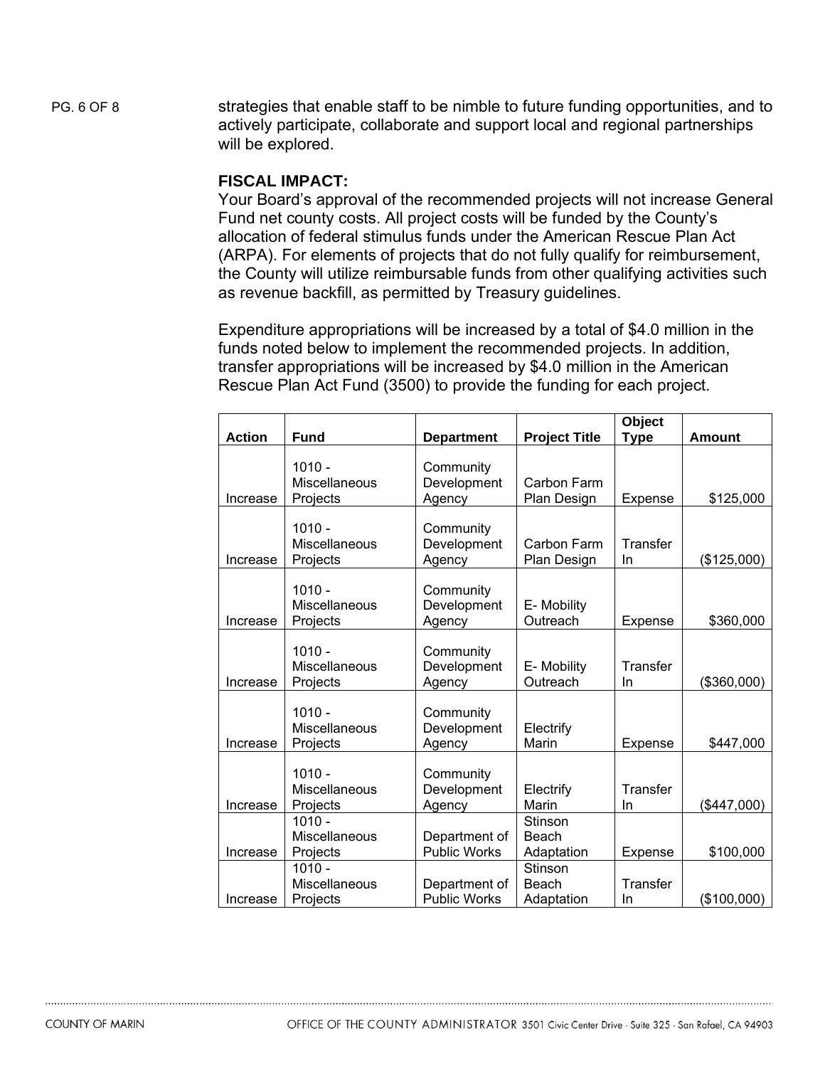strategies that enable staff to be nimble to future funding opportunities, and to actively participate, collaborate and support local and regional partnerships will be explored.

**FISCAL IMPACT:**
Your Board's approval of the recommended projects will not increase General Fund net county costs. All project costs will be funded by the County's allocation of federal stimulus funds under the American Rescue Plan Act (ARPA). For elements of projects that do not fully qualify for reimbursement, the County will utilize reimbursable funds from other qualifying activities such as revenue backfill, as permitted by Treasury guidelines.

Expenditure appropriations will be increased by a total of $4.0 million in the funds noted below to implement the recommended projects. In addition, transfer appropriations will be increased by $4.0 million in the American Rescue Plan Act Fund (3500) to provide the funding for each project.

| Action | Fund | Department | Project Title | Object Type | Amount |
|---|---|---|---|---|---|
| Increase | 1010 - Miscellaneous Projects | Community Development Agency | Carbon Farm Plan Design | Expense | $125,000 |
| Increase | 1010 - Miscellaneous Projects | Community Development Agency | Carbon Farm Plan Design | Transfer In | ($125,000) |
| Increase | 1010 - Miscellaneous Projects | Community Development Agency | E- Mobility Outreach | Expense | $360,000 |
| Increase | 1010 - Miscellaneous Projects | Community Development Agency | E- Mobility Outreach | Transfer In | ($360,000) |
| Increase | 1010 - Miscellaneous Projects | Community Development Agency | Electrify Marin | Expense | $447,000 |
| Increase | 1010 - Miscellaneous Projects | Community Development Agency | Electrify Marin | Transfer In | ($447,000) |
| Increase | 1010 - Miscellaneous Projects | Department of Public Works | Stinson Beach Adaptation | Expense | $100,000 |
| Increase | 1010 - Miscellaneous Projects | Department of Public Works | Stinson Beach Adaptation | Transfer In | ($100,000) |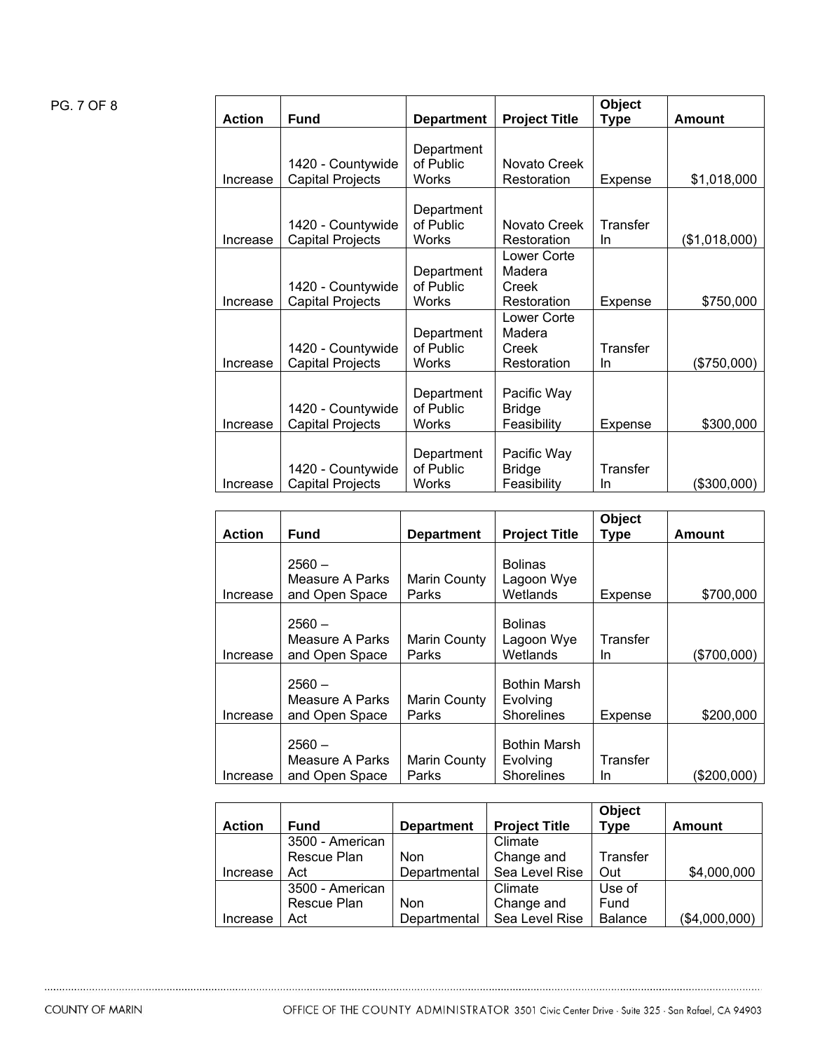| Action | Fund | Department | Project Title | Object Type | Amount |
|---|---|---|---|---|---|
| Increase | 1420 - Countywide Capital Projects | Department of Public Works | Novato Creek Restoration | Expense | $1,018,000 |
| Increase | 1420 - Countywide Capital Projects | Department of Public Works | Novato Creek Restoration | Transfer In | ($1,018,000) |
| Increase | 1420 - Countywide Capital Projects | Department of Public Works | Lower Corte Madera Creek Restoration | Expense | $750,000 |
| Increase | 1420 - Countywide Capital Projects | Department of Public Works | Lower Corte Madera Creek Restoration | Transfer In | ($750,000) |
| Increase | 1420 - Countywide Capital Projects | Department of Public Works | Pacific Way Bridge Feasibility | Expense | $300,000 |
| Increase | 1420 - Countywide Capital Projects | Department of Public Works | Pacific Way Bridge Feasibility | Transfer In | ($300,000) |

| Action | Fund | Department | Project Title | Object Type | Amount |
|---|---|---|---|---|---|
| Increase | 2560 – Measure A Parks and Open Space | Marin County Parks | Bolinas Lagoon Wye Wetlands | Expense | $700,000 |
| Increase | 2560 – Measure A Parks and Open Space | Marin County Parks | Bolinas Lagoon Wye Wetlands | Transfer In | ($700,000) |
| Increase | 2560 – Measure A Parks and Open Space | Marin County Parks | Bothin Marsh Evolving Shorelines | Expense | $200,000 |
| Increase | 2560 – Measure A Parks and Open Space | Marin County Parks | Bothin Marsh Evolving Shorelines | Transfer In | ($200,000) |

| Action | Fund | Department | Project Title | Object Type | Amount |
|---|---|---|---|---|---|
| Increase | 3500 - American Rescue Plan Act | Non Departmental | Climate Change and Sea Level Rise | Transfer Out | $4,000,000 |
| Increase | 3500 - American Rescue Plan Act | Non Departmental | Climate Change and Sea Level Rise | Use of Fund Balance | ($4,000,000) |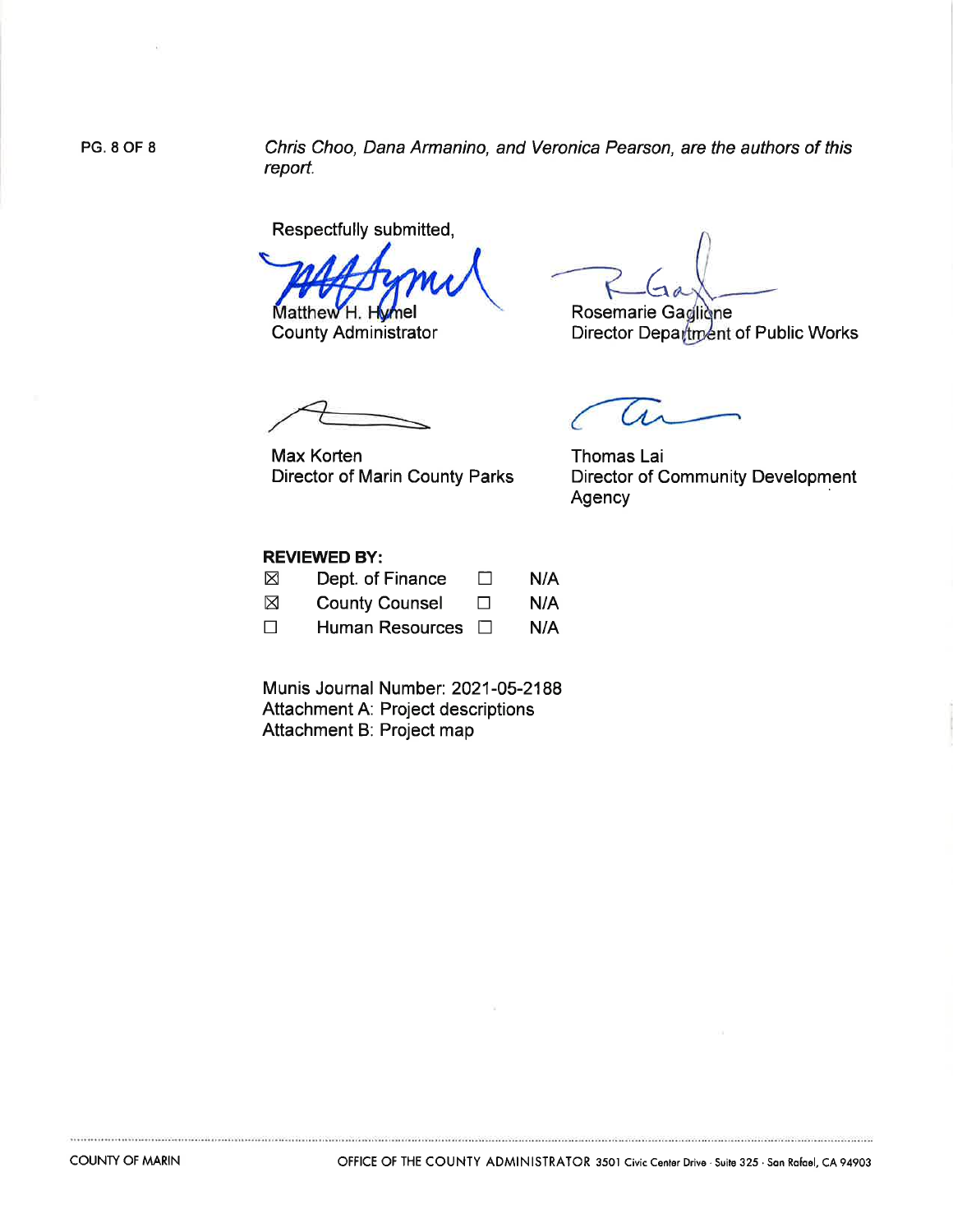*Chris Choo, Dana Armanino, and Veronica Pearson, are the authors of this report.*

Respectfully submitted,

Matthew H. Hymel
County Administrator

Rosemarie Gaglione
Director Department of Public Works

Max Korten
Director of Marin County Parks

Thomas Lai
Director of Community Development Agency

**REVIEWED BY:**

| | | | |
|---|---|---|---|
| ☒ | Dept. of Finance | ☐ | N/A |
| ☒ | County Counsel | ☐ | N/A |
| ☐ | Human Resources | ☐ | N/A |

Munis Journal Number: 2021-05-2188
Attachment A: Project descriptions
Attachment B: Project map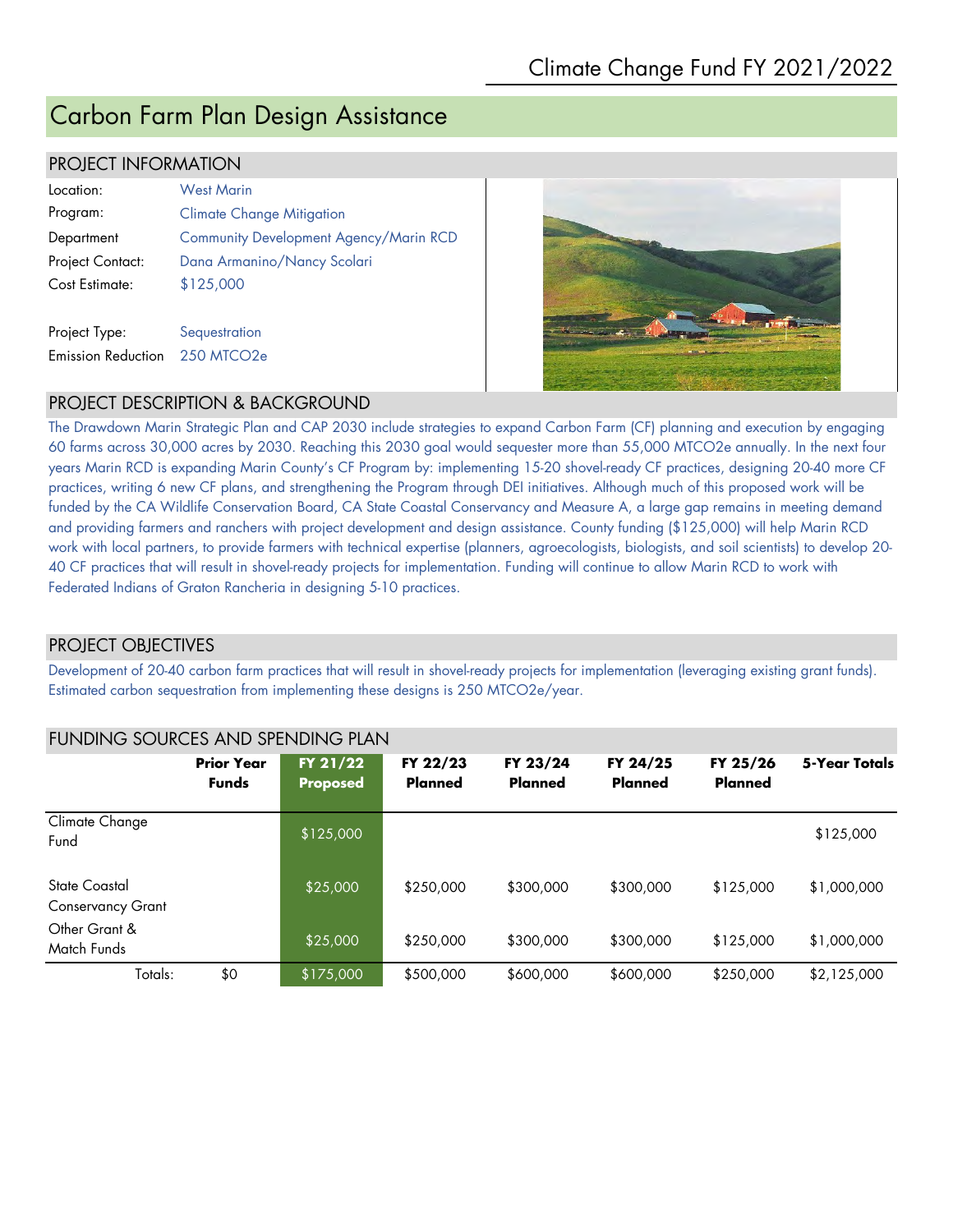# Carbon Farm Plan Design Assistance

## PROJECT INFORMATION

| | |
|---|---|
| Location: | West Marin |
| Program: | Climate Change Mitigation |
| Department | Community Development Agency/Marin RCD |
| Project Contact: | Dana Armanino/Nancy Scolari |
| Cost Estimate: | $125,000 |
| Project Type: | Sequestration |
| Emission Reduction | 250 MTCO2e |

## PROJECT DESCRIPTION & BACKGROUND

The Drawdown Marin Strategic Plan and CAP 2030 include strategies to expand Carbon Farm (CF) planning and execution by engaging 60 farms across 30,000 acres by 2030. Reaching this 2030 goal would sequester more than 55,000 MTCO2e annually. In the next four years Marin RCD is expanding Marin County's CF Program by: implementing 15-20 shovel-ready CF practices, designing 20-40 more CF practices, writing 6 new CF plans, and strengthening the Program through DEI initiatives. Although much of this proposed work will be funded by the CA Wildlife Conservation Board, CA State Coastal Conservancy and Measure A, a large gap remains in meeting demand and providing farmers and ranchers with project development and design assistance. County funding ($125,000) will help Marin RCD work with local partners, to provide farmers with technical expertise (planners, agroecologists, biologists, and soil scientists) to develop 20-40 CF practices that will result in shovel-ready projects for implementation. Funding will continue to allow Marin RCD to work with Federated Indians of Graton Rancheria in designing 5-10 practices.

## PROJECT OBJECTIVES

Development of 20-40 carbon farm practices that will result in shovel-ready projects for implementation (leveraging existing grant funds). Estimated carbon sequestration from implementing these designs is 250 MTCO2e/year.

## FUNDING SOURCES AND SPENDING PLAN

| | Prior Year Funds | FY 21/22 Proposed | FY 22/23 Planned | FY 23/24 Planned | FY 24/25 Planned | FY 25/26 Planned | 5-Year Totals |
|---|---|---|---|---|---|---|---|
| Climate Change Fund | | $125,000 | | | | | $125,000 |
| State Coastal Conservancy Grant | | $25,000 | $250,000 | $300,000 | $300,000 | $125,000 | $1,000,000 |
| Other Grant & Match Funds | | $25,000 | $250,000 | $300,000 | $300,000 | $125,000 | $1,000,000 |
| Totals: | $0 | $175,000 | $500,000 | $600,000 | $600,000 | $250,000 | $2,125,000 |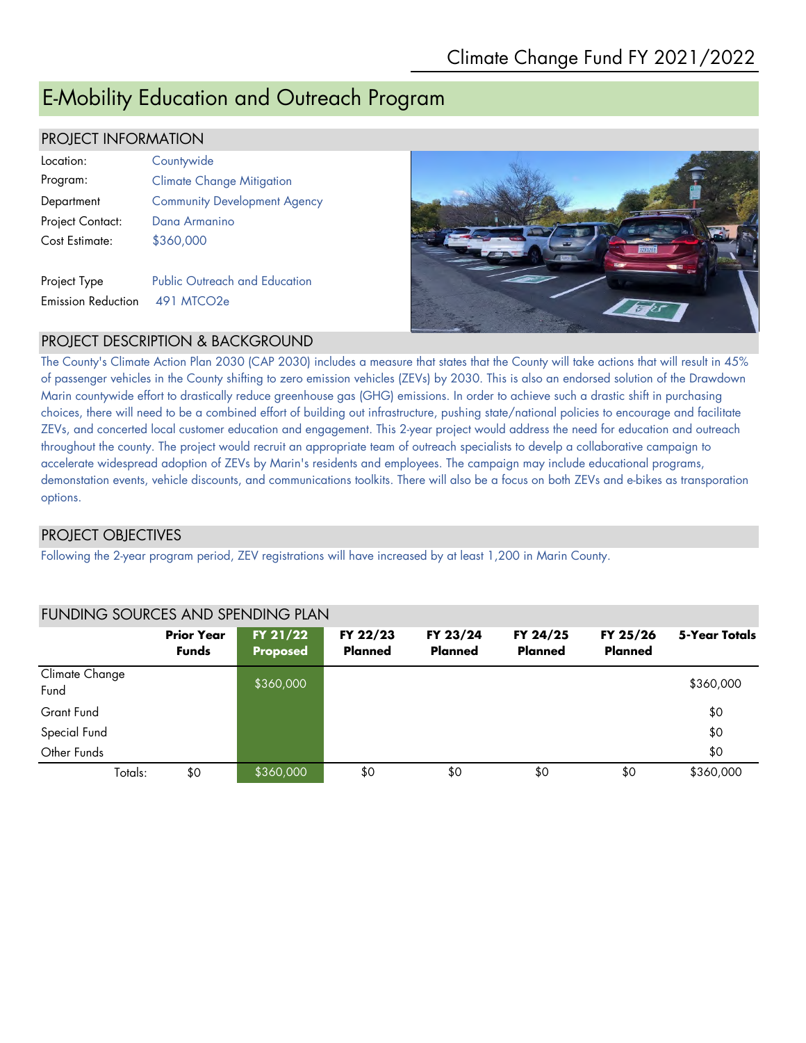# E-Mobility Education and Outreach Program

## PROJECT INFORMATION

| | |
|---|---|
| Location: | Countywide |
| Program: | Climate Change Mitigation |
| Department | Community Development Agency |
| Project Contact: | Dana Armanino |
| Cost Estimate: | $360,000 |
| Project Type | Public Outreach and Education |
| Emission Reduction | 491 MTCO2e |

## PROJECT DESCRIPTION & BACKGROUND

The County's Climate Action Plan 2030 (CAP 2030) includes a measure that states that the County will take actions that will result in 45% of passenger vehicles in the County shifting to zero emission vehicles (ZEVs) by 2030. This is also an endorsed solution of the Drawdown Marin countywide effort to drastically reduce greenhouse gas (GHG) emissions. In order to achieve such a drastic shift in purchasing choices, there will need to be a combined effort of building out infrastructure, pushing state/national policies to encourage and facilitate ZEVs, and concerted local customer education and engagement. This 2-year project would address the need for education and outreach throughout the county. The project would recruit an appropriate team of outreach specialists to develp a collaborative campaign to accelerate widespread adoption of ZEVs by Marin's residents and employees. The campaign may include educational programs, demonstation events, vehicle discounts, and communications toolkits. There will also be a focus on both ZEVs and e-bikes as transporation options.

## PROJECT OBJECTIVES

Following the 2-year program period, ZEV registrations will have increased by at least 1,200 in Marin County.

## FUNDING SOURCES AND SPENDING PLAN

| | Prior Year Funds | FY 21/22 Proposed | FY 22/23 Planned | FY 23/24 Planned | FY 24/25 Planned | FY 25/26 Planned | 5-Year Totals |
|---|---|---|---|---|---|---|---|
| Climate Change Fund | | $360,000 | | | | | $360,000 |
| Grant Fund | | | | | | | $0 |
| Special Fund | | | | | | | $0 |
| Other Funds | | | | | | | $0 |
| Totals: | $0 | $360,000 | $0 | $0 | $0 | $0 | $360,000 |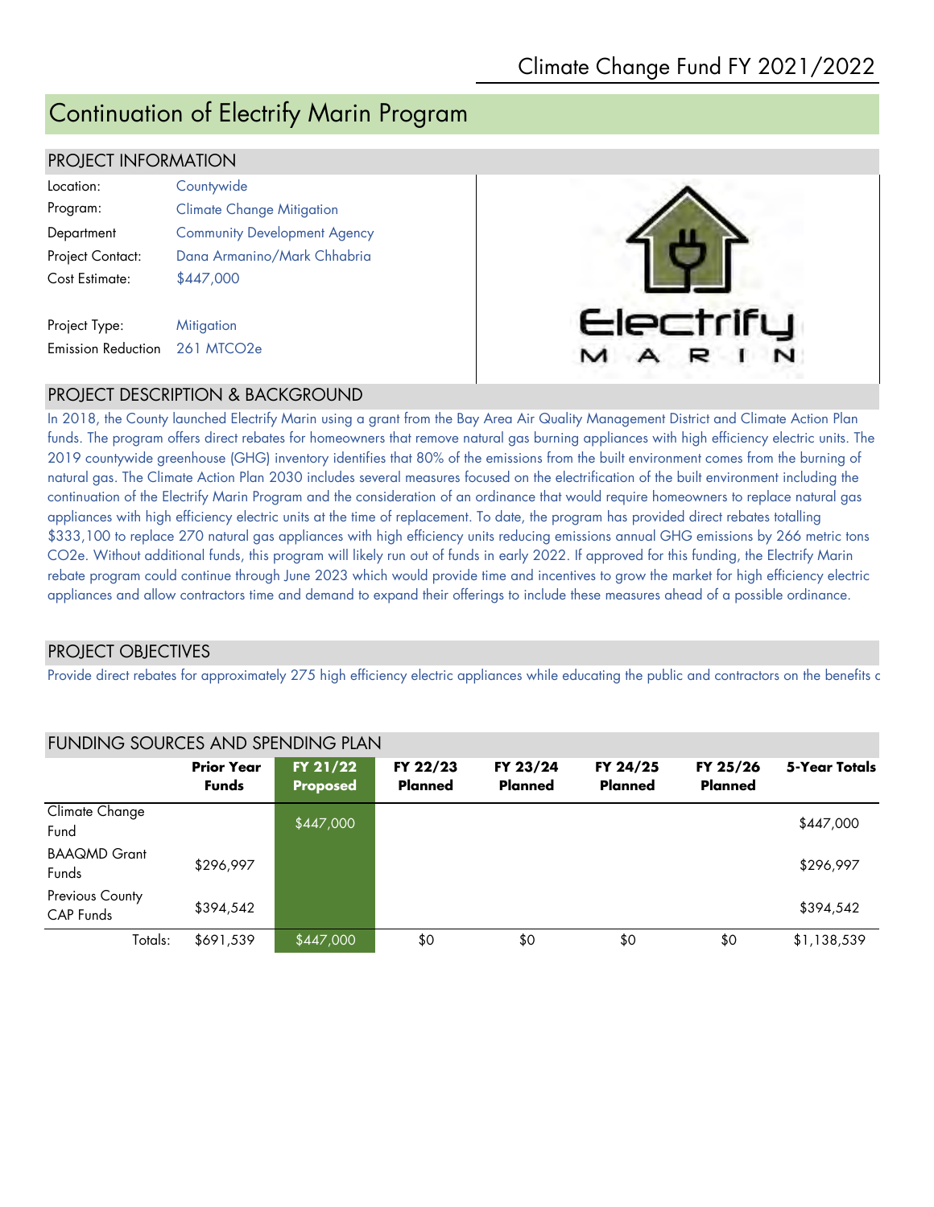Climate Change Fund FY 2021/2022

# Continuation of Electrify Marin Program

## PROJECT INFORMATION

| | |
|---|---|
| Location: | Countywide |
| Program: | Climate Change Mitigation |
| Department | Community Development Agency |
| Project Contact: | Dana Armanino/Mark Chhabria |
| Cost Estimate: | $447,000 |
| Project Type: | Mitigation |
| Emission Reduction | 261 MTCO2e |

## PROJECT DESCRIPTION & BACKGROUND

In 2018, the County launched Electrify Marin using a grant from the Bay Area Air Quality Management District and Climate Action Plan funds. The program offers direct rebates for homeowners that remove natural gas burning appliances with high efficiency electric units. The 2019 countywide greenhouse (GHG) inventory identifies that 80% of the emissions from the built environment comes from the burning of natural gas. The Climate Action Plan 2030 includes several measures focused on the electrification of the built environment including the continuation of the Electrify Marin Program and the consideration of an ordinance that would require homeowners to replace natural gas appliances with high efficiency electric units at the time of replacement. To date, the program has provided direct rebates totalling $333,100 to replace 270 natural gas appliances with high efficiency units reducing emissions annual GHG emissions by 266 metric tons CO2e. Without additional funds, this program will likely run out of funds in early 2022. If approved for this funding, the Electrify Marin rebate program could continue through June 2023 which would provide time and incentives to grow the market for high efficiency electric appliances and allow contractors time and demand to expand their offerings to include these measures ahead of a possible ordinance.

## PROJECT OBJECTIVES

Provide direct rebates for approximately 275 high efficiency electric appliances while educating the public and contractors on the benefits c

## FUNDING SOURCES AND SPENDING PLAN

| | Prior Year Funds | FY 21/22 Proposed | FY 22/23 Planned | FY 23/24 Planned | FY 24/25 Planned | FY 25/26 Planned | 5-Year Totals |
|---|---|---|---|---|---|---|---|
| Climate Change Fund | | $447,000 | | | | | $447,000 |
| BAAQMD Grant Funds | $296,997 | | | | | | $296,997 |
| Previous County CAP Funds | $394,542 | | | | | | $394,542 |
| Totals: | $691,539 | $447,000 | $0 | $0 | $0 | $0 | $1,138,539 |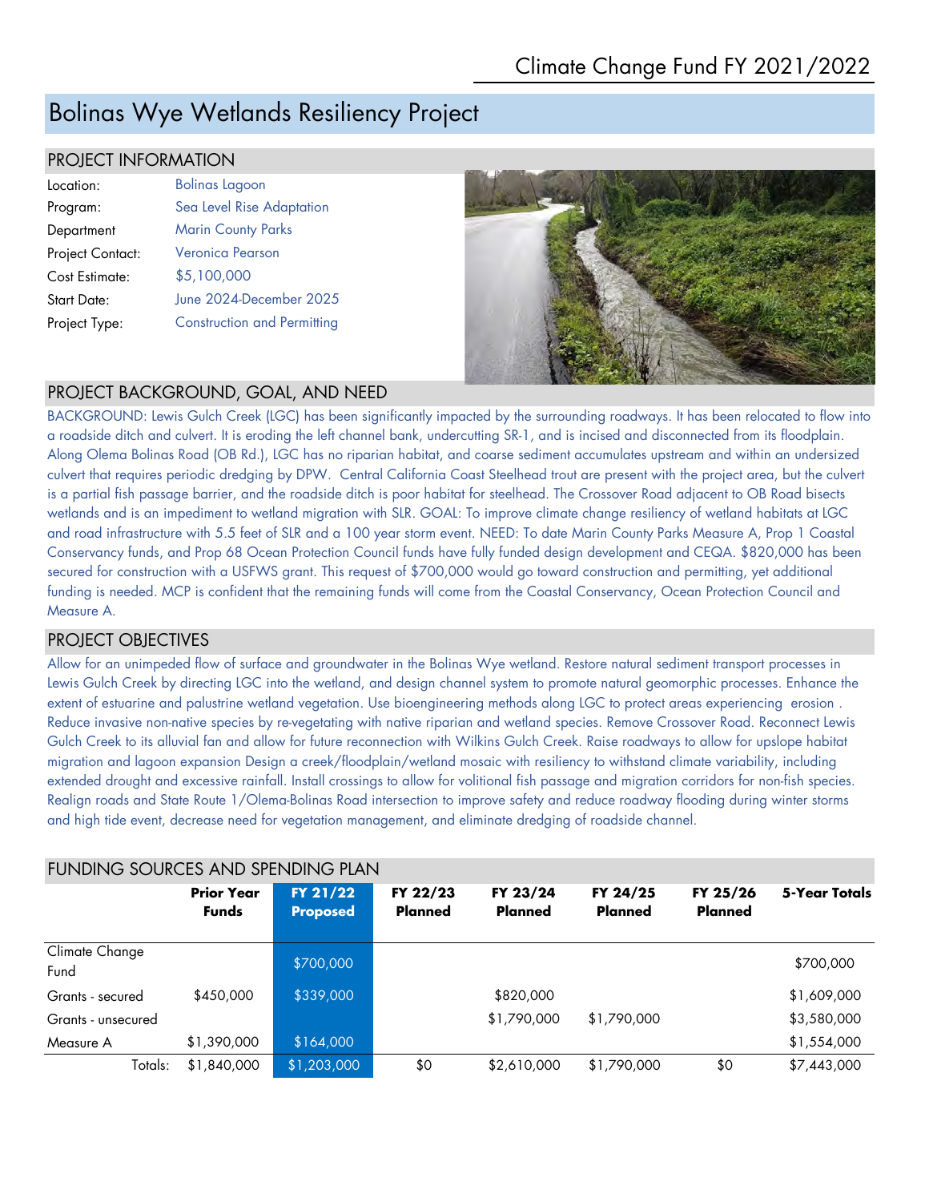Climate Change Fund FY 2021/2022

# Bolinas Wye Wetlands Resiliency Project

## PROJECT INFORMATION

| | |
|---|---|
| Location: | Bolinas Lagoon |
| Program: | Sea Level Rise Adaptation |
| Department | Marin County Parks |
| Project Contact: | Veronica Pearson |
| Cost Estimate: | $5,100,000 |
| Start Date: | June 2024-December 2025 |
| Project Type: | Construction and Permitting |

## PROJECT BACKGROUND, GOAL, AND NEED

BACKGROUND: Lewis Gulch Creek (LGC) has been significantly impacted by the surrounding roadways. It has been relocated to flow into a roadside ditch and culvert. It is eroding the left channel bank, undercutting SR-1, and is incised and disconnected from its floodplain. Along Olema Bolinas Road (OB Rd.), LGC has no riparian habitat, and coarse sediment accumulates upstream and within an undersized culvert that requires periodic dredging by DPW. Central California Coast Steelhead trout are present with the project area, but the culvert is a partial fish passage barrier, and the roadside ditch is poor habitat for steelhead. The Crossover Road adjacent to OB Road bisects wetlands and is an impediment to wetland migration with SLR. GOAL: To improve climate change resiliency of wetland habitats at LGC and road infrastructure with 5.5 feet of SLR and a 100 year storm event. NEED: To date Marin County Parks Measure A, Prop 1 Coastal Conservancy funds, and Prop 68 Ocean Protection Council funds have fully funded design development and CEQA. $820,000 has been secured for construction with a USFWS grant. This request of $700,000 would go toward construction and permitting, yet additional funding is needed. MCP is confident that the remaining funds will come from the Coastal Conservancy, Ocean Protection Council and Measure A.

## PROJECT OBJECTIVES

Allow for an unimpeded flow of surface and groundwater in the Bolinas Wye wetland. Restore natural sediment transport processes in Lewis Gulch Creek by directing LGC into the wetland, and design channel system to promote natural geomorphic processes. Enhance the extent of estuarine and palustrine wetland vegetation. Use bioengineering methods along LGC to protect areas experiencing erosion . Reduce invasive non-native species by re-vegetating with native riparian and wetland species. Remove Crossover Road. Reconnect Lewis Gulch Creek to its alluvial fan and allow for future reconnection with Wilkins Gulch Creek. Raise roadways to allow for upslope habitat migration and lagoon expansion Design a creek/floodplain/wetland mosaic with resiliency to withstand climate variability, including extended drought and excessive rainfall. Install crossings to allow for volitional fish passage and migration corridors for non-fish species. Realign roads and State Route 1/Olema-Bolinas Road intersection to improve safety and reduce roadway flooding during winter storms and high tide event, decrease need for vegetation management, and eliminate dredging of roadside channel.

## FUNDING SOURCES AND SPENDING PLAN

| | Prior Year Funds | FY 21/22 Proposed | FY 22/23 Planned | FY 23/24 Planned | FY 24/25 Planned | FY 25/26 Planned | 5-Year Totals |
|---|---|---|---|---|---|---|---|
| Climate Change Fund | | $700,000 | | | | | $700,000 |
| Grants - secured | $450,000 | $339,000 | | $820,000 | | | $1,609,000 |
| Grants - unsecured | | | | $1,790,000 | $1,790,000 | | $3,580,000 |
| Measure A | $1,390,000 | $164,000 | | | | | $1,554,000 |
| Totals: | $1,840,000 | $1,203,000 | $0 | $2,610,000 | $1,790,000 | $0 | $7,443,000 |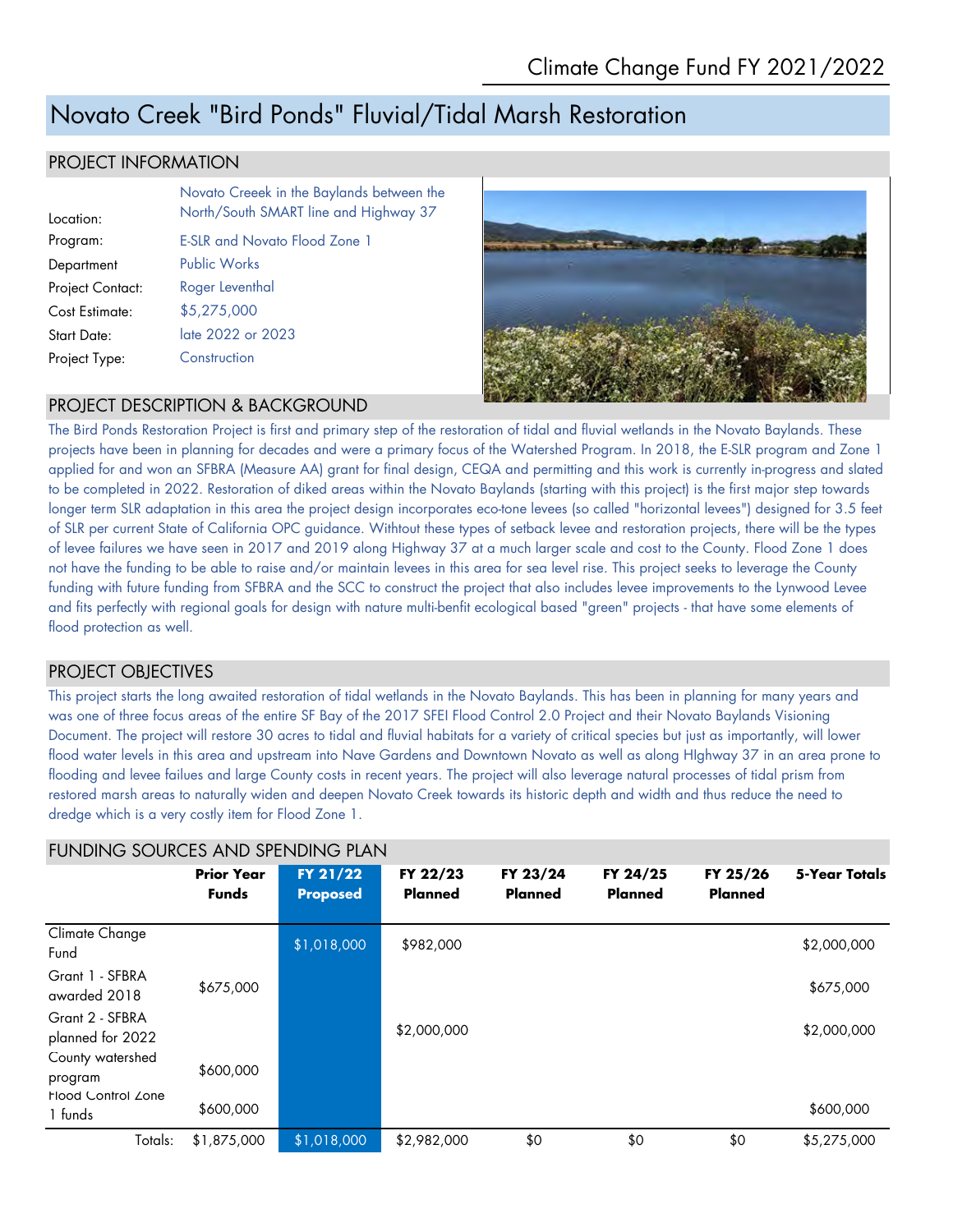Climate Change Fund FY 2021/2022

# Novato Creek "Bird Ponds" Fluvial/Tidal Marsh Restoration

## PROJECT INFORMATION

| | |
|---|---|
| Location: | Novato Creeek in the Baylands between the North/South SMART line and Highway 37 |
| Program: | E-SLR and Novato Flood Zone 1 |
| Department | Public Works |
| Project Contact: | Roger Leventhal |
| Cost Estimate: | $5,275,000 |
| Start Date: | late 2022 or 2023 |
| Project Type: | Construction |

## PROJECT DESCRIPTION & BACKGROUND

The Bird Ponds Restoration Project is first and primary step of the restoration of tidal and fluvial wetlands in the Novato Baylands. These projects have been in planning for decades and were a primary focus of the Watershed Program. In 2018, the E-SLR program and Zone 1 applied for and won an SFBRA (Measure AA) grant for final design, CEQA and permitting and this work is currently in-progress and slated to be completed in 2022. Restoration of diked areas within the Novato Baylands (starting with this project) is the first major step towards longer term SLR adaptation in this area the project design incorporates eco-tone levees (so called "horizontal levees") designed for 3.5 feet of SLR per current State of California OPC guidance. Withtout these types of setback levee and restoration projects, there will be the types of levee failures we have seen in 2017 and 2019 along Highway 37 at a much larger scale and cost to the County. Flood Zone 1 does not have the funding to be able to raise and/or maintain levees in this area for sea level rise. This project seeks to leverage the County funding with future funding from SFBRA and the SCC to construct the project that also includes levee improvements to the Lynwood Levee and fits perfectly with regional goals for design with nature multi-benfit ecological based "green" projects - that have some elements of flood protection as well.

## PROJECT OBJECTIVES

This project starts the long awaited restoration of tidal wetlands in the Novato Baylands. This has been in planning for many years and was one of three focus areas of the entire SF Bay of the 2017 SFEI Flood Control 2.0 Project and their Novato Baylands Visioning Document. The project will restore 30 acres to tidal and fluvial habitats for a variety of critical species but just as importantly, will lower flood water levels in this area and upstream into Nave Gardens and Downtown Novato as well as along HIghway 37 in an area prone to flooding and levee failues and large County costs in recent years. The project will also leverage natural processes of tidal prism from restored marsh areas to naturally widen and deepen Novato Creek towards its historic depth and width and thus reduce the need to dredge which is a very costly item for Flood Zone 1.

## FUNDING SOURCES AND SPENDING PLAN

| | Prior Year Funds | FY 21/22 Proposed | FY 22/23 Planned | FY 23/24 Planned | FY 24/25 Planned | FY 25/26 Planned | 5-Year Totals |
|---|---|---|---|---|---|---|---|
| Climate Change Fund | | $1,018,000 | $982,000 | | | | $2,000,000 |
| Grant 1 - SFBRA awarded 2018 | $675,000 | | | | | | $675,000 |
| Grant 2 - SFBRA planned for 2022 | | | $2,000,000 | | | | $2,000,000 |
| County watershed program | $600,000 | | | | | | |
| Flood Control Zone 1 funds | $600,000 | | | | | | $600,000 |
| Totals: | $1,875,000 | $1,018,000 | $2,982,000 | $0 | $0 | $0 | $5,275,000 |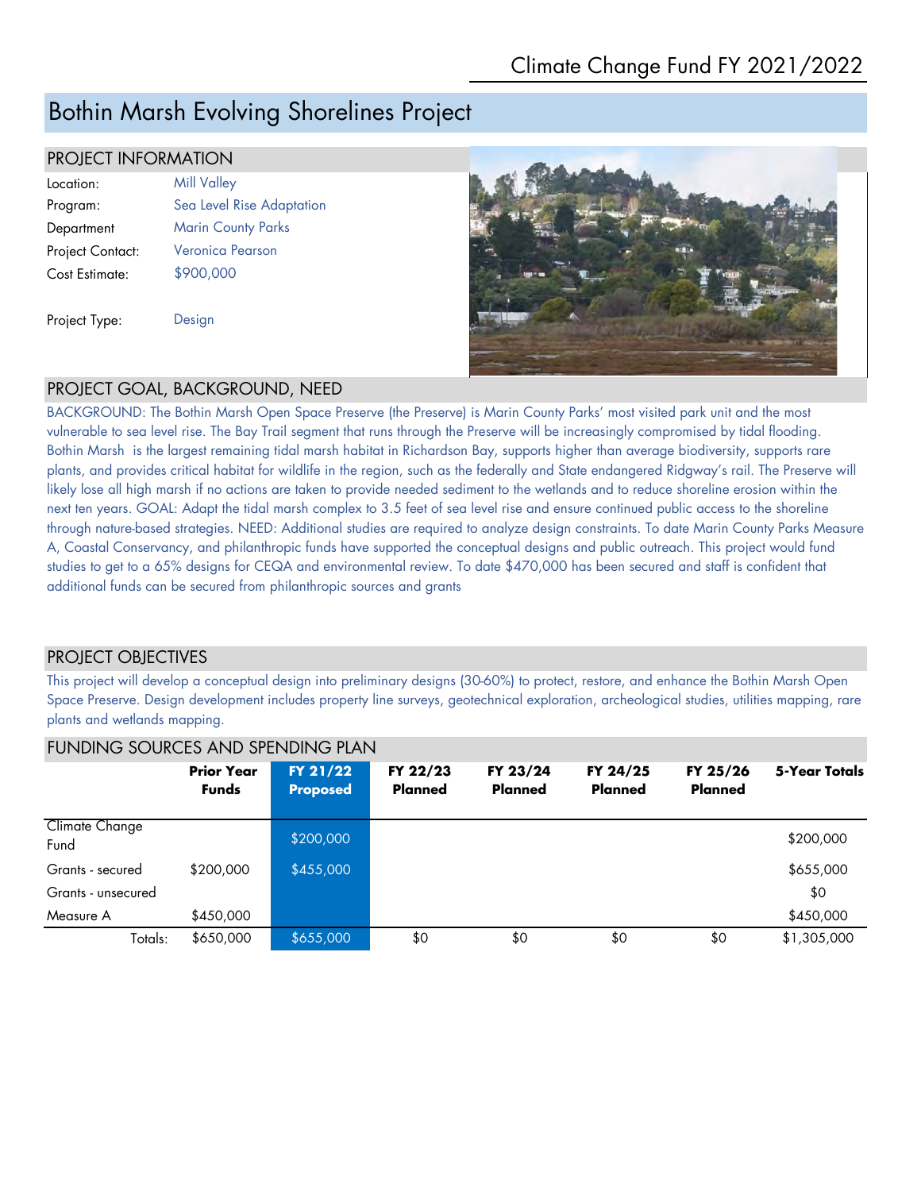Climate Change Fund FY 2021/2022

# Bothin Marsh Evolving Shorelines Project

## PROJECT INFORMATION

| | |
|---|---|
| Location: | Mill Valley |
| Program: | Sea Level Rise Adaptation |
| Department | Marin County Parks |
| Project Contact: | Veronica Pearson |
| Cost Estimate: | $900,000 |
| Project Type: | Design |

## PROJECT GOAL, BACKGROUND, NEED

BACKGROUND: The Bothin Marsh Open Space Preserve (the Preserve) is Marin County Parks' most visited park unit and the most vulnerable to sea level rise. The Bay Trail segment that runs through the Preserve will be increasingly compromised by tidal flooding. Bothin Marsh is the largest remaining tidal marsh habitat in Richardson Bay, supports higher than average biodiversity, supports rare plants, and provides critical habitat for wildlife in the region, such as the federally and State endangered Ridgway's rail. The Preserve will likely lose all high marsh if no actions are taken to provide needed sediment to the wetlands and to reduce shoreline erosion within the next ten years. GOAL: Adapt the tidal marsh complex to 3.5 feet of sea level rise and ensure continued public access to the shoreline through nature-based strategies. NEED: Additional studies are required to analyze design constraints. To date Marin County Parks Measure A, Coastal Conservancy, and philanthropic funds have supported the conceptual designs and public outreach. This project would fund studies to get to a 65% designs for CEQA and environmental review. To date $470,000 has been secured and staff is confident that additional funds can be secured from philanthropic sources and grants

## PROJECT OBJECTIVES

This project will develop a conceptual design into preliminary designs (30-60%) to protect, restore, and enhance the Bothin Marsh Open Space Preserve. Design development includes property line surveys, geotechnical exploration, archeological studies, utilities mapping, rare plants and wetlands mapping.

## FUNDING SOURCES AND SPENDING PLAN

| | Prior Year Funds | FY 21/22 Proposed | FY 22/23 Planned | FY 23/24 Planned | FY 24/25 Planned | FY 25/26 Planned | 5-Year Totals |
|---|---|---|---|---|---|---|---|
| Climate Change Fund | | $200,000 | | | | | $200,000 |
| Grants - secured | $200,000 | $455,000 | | | | | $655,000 |
| Grants - unsecured | | | | | | | $0 |
| Measure A | $450,000 | | | | | | $450,000 |
| Totals: | $650,000 | $655,000 | $0 | $0 | $0 | $0 | $1,305,000 |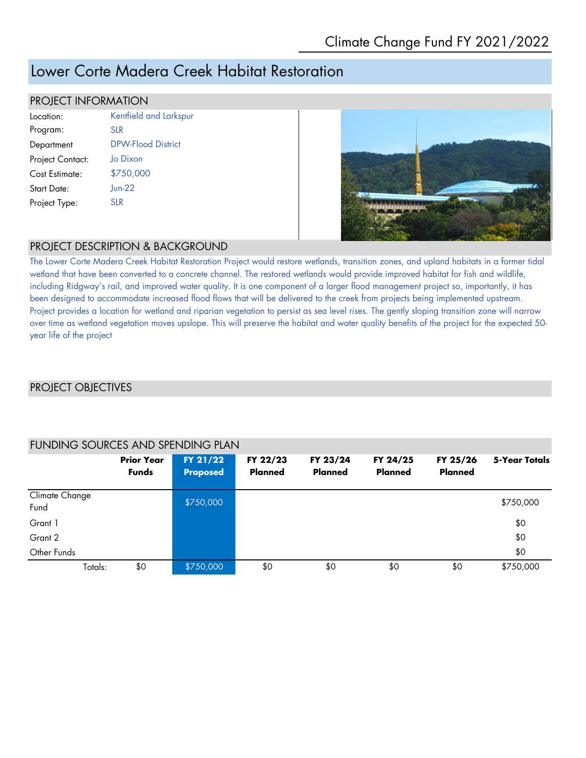## Climate Change Fund FY 2021/2022

# Lower Corte Madera Creek Habitat Restoration

## PROJECT INFORMATION

| | |
|---|---|
| Location: | Kentfield and Larkspur |
| Program: | SLR |
| Department | DPW-Flood District |
| Project Contact: | Jo Dixon |
| Cost Estimate: | $750,000 |
| Start Date: | Jun-22 |
| Project Type: | SLR |

## PROJECT DESCRIPTION & BACKGROUND

The Lower Corte Madera Creek Habitat Restoration Project would restore wetlands, transition zones, and upland habitats in a former tidal wetland that have been converted to a concrete channel. The restored wetlands would provide improved habitat for fish and wildlife, including Ridgway's rail, and improved water quality. It is one component of a larger flood management project so, importantly, it has been designed to accommodate increased flood flows that will be delivered to the creek from projects being implemented upstream. Project provides a location for wetland and riparian vegetation to persist as sea level rises. The gently sloping transition zone will narrow over time as wetland vegetation moves upslope. This will preserve the habitat and water quality benefits of the project for the expected 50-year life of the project

## PROJECT OBJECTIVES

## FUNDING SOURCES AND SPENDING PLAN

| | Prior Year Funds | FY 21/22 Proposed | FY 22/23 Planned | FY 23/24 Planned | FY 24/25 Planned | FY 25/26 Planned | 5-Year Totals |
|---|---|---|---|---|---|---|---|
| Climate Change Fund | | $750,000 | | | | | $750,000 |
| Grant 1 | | | | | | | $0 |
| Grant 2 | | | | | | | $0 |
| Other Funds | | | | | | | $0 |
| Totals: | $0 | $750,000 | $0 | $0 | $0 | $0 | $750,000 |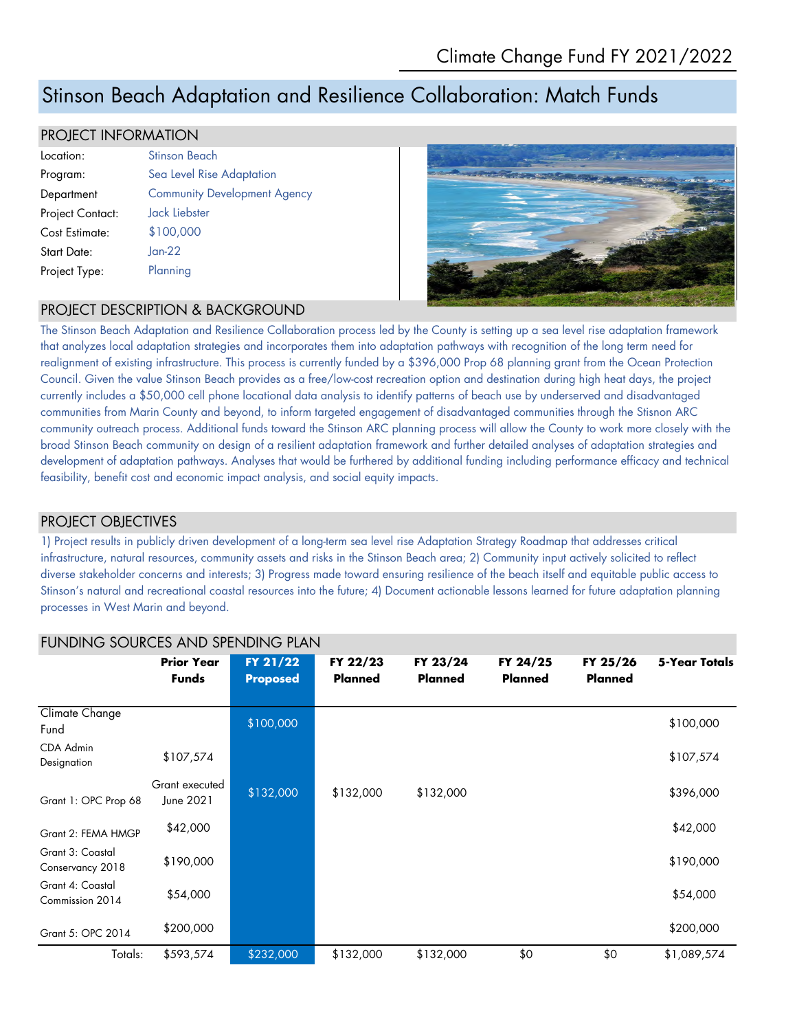Climate Change Fund FY 2021/2022

# Stinson Beach Adaptation and Resilience Collaboration: Match Funds

## PROJECT INFORMATION

| | |
|---|---|
| Location: | Stinson Beach |
| Program: | Sea Level Rise Adaptation |
| Department | Community Development Agency |
| Project Contact: | Jack Liebster |
| Cost Estimate: | $100,000 |
| Start Date: | Jan-22 |
| Project Type: | Planning |

## PROJECT DESCRIPTION & BACKGROUND

The Stinson Beach Adaptation and Resilience Collaboration process led by the County is setting up a sea level rise adaptation framework that analyzes local adaptation strategies and incorporates them into adaptation pathways with recognition of the long term need for realignment of existing infrastructure. This process is currently funded by a $396,000 Prop 68 planning grant from the Ocean Protection Council. Given the value Stinson Beach provides as a free/low-cost recreation option and destination during high heat days, the project currently includes a $50,000 cell phone locational data analysis to identify patterns of beach use by underserved and disadvantaged communities from Marin County and beyond, to inform targeted engagement of disadvantaged communities through the Stisnon ARC community outreach process. Additional funds toward the Stinson ARC planning process will allow the County to work more closely with the broad Stinson Beach community on design of a resilient adaptation framework and further detailed analyses of adaptation strategies and development of adaptation pathways. Analyses that would be furthered by additional funding including performance efficacy and technical feasibility, benefit cost and economic impact analysis, and social equity impacts.

## PROJECT OBJECTIVES

1) Project results in publicly driven development of a long-term sea level rise Adaptation Strategy Roadmap that addresses critical infrastructure, natural resources, community assets and risks in the Stinson Beach area; 2) Community input actively solicited to reflect diverse stakeholder concerns and interests; 3) Progress made toward ensuring resilience of the beach itself and equitable public access to Stinson's natural and recreational coastal resources into the future; 4) Document actionable lessons learned for future adaptation planning processes in West Marin and beyond.

## FUNDING SOURCES AND SPENDING PLAN

| | Prior Year Funds | FY 21/22 Proposed | FY 22/23 Planned | FY 23/24 Planned | FY 24/25 Planned | FY 25/26 Planned | 5-Year Totals |
|---|---|---|---|---|---|---|---|
| Climate Change Fund | | $100,000 | | | | | $100,000 |
| CDA Admin Designation | $107,574 | | | | | | $107,574 |
| Grant 1: OPC Prop 68 | Grant executed June 2021 | $132,000 | $132,000 | $132,000 | | | $396,000 |
| Grant 2: FEMA HMGP | $42,000 | | | | | | $42,000 |
| Grant 3: Coastal Conservancy 2018 | $190,000 | | | | | | $190,000 |
| Grant 4: Coastal Commission 2014 | $54,000 | | | | | | $54,000 |
| Grant 5: OPC 2014 | $200,000 | | | | | | $200,000 |
| Totals: | $593,574 | $232,000 | $132,000 | $132,000 | $0 | $0 | $1,089,574 |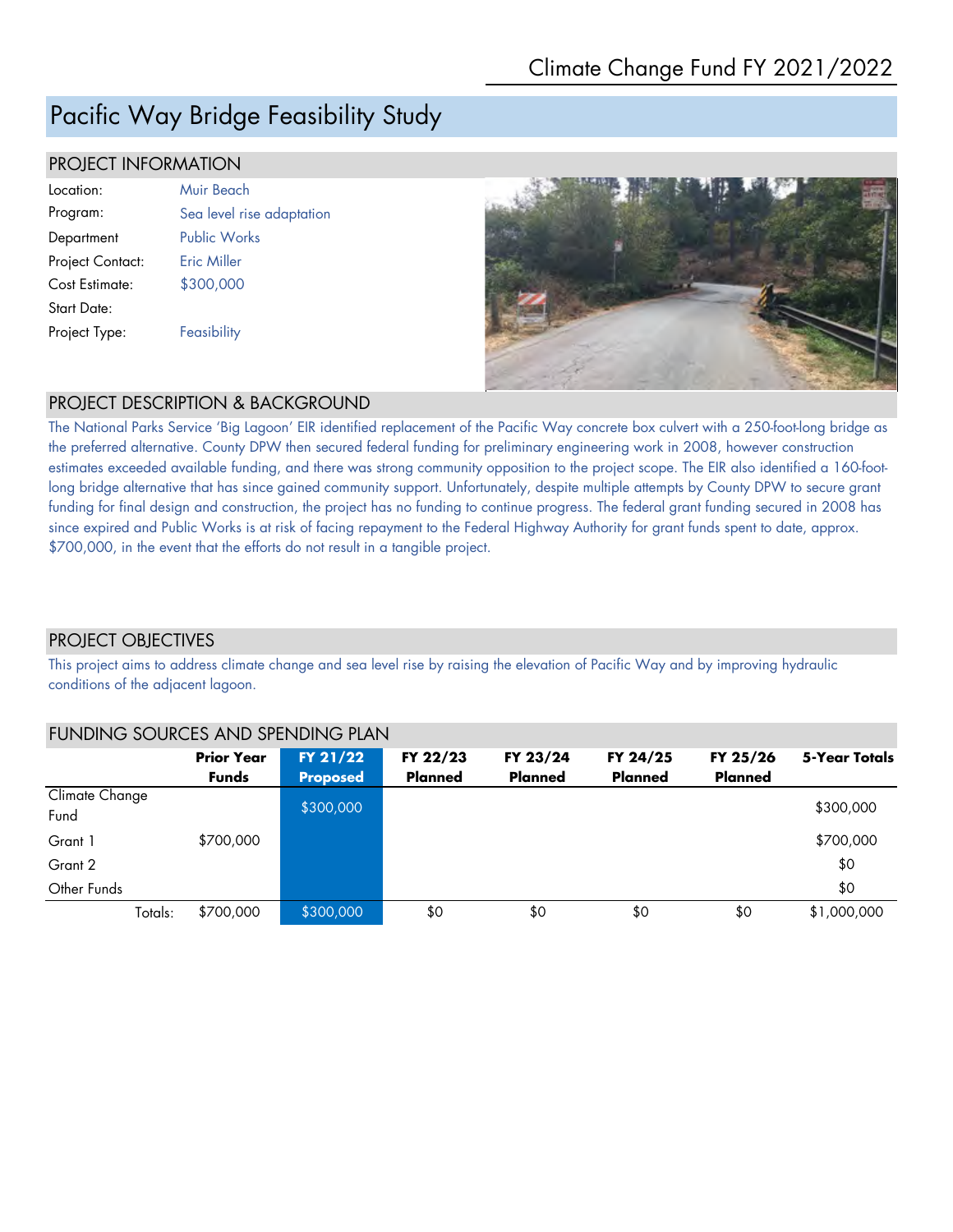Climate Change Fund FY 2021/2022

# Pacific Way Bridge Feasibility Study

## PROJECT INFORMATION

| | |
|---|---|
| Location: | Muir Beach |
| Program: | Sea level rise adaptation |
| Department | Public Works |
| Project Contact: | Eric Miller |
| Cost Estimate: | $300,000 |
| Start Date: | |
| Project Type: | Feasibility |

## PROJECT DESCRIPTION & BACKGROUND

The National Parks Service 'Big Lagoon' EIR identified replacement of the Pacific Way concrete box culvert with a 250-foot-long bridge as the preferred alternative. County DPW then secured federal funding for preliminary engineering work in 2008, however construction estimates exceeded available funding, and there was strong community opposition to the project scope. The EIR also identified a 160-foot-long bridge alternative that has since gained community support. Unfortunately, despite multiple attempts by County DPW to secure grant funding for final design and construction, the project has no funding to continue progress. The federal grant funding secured in 2008 has since expired and Public Works is at risk of facing repayment to the Federal Highway Authority for grant funds spent to date, approx. $700,000, in the event that the efforts do not result in a tangible project.

## PROJECT OBJECTIVES

This project aims to address climate change and sea level rise by raising the elevation of Pacific Way and by improving hydraulic conditions of the adjacent lagoon.

## FUNDING SOURCES AND SPENDING PLAN

| | Prior Year Funds | FY 21/22 Proposed | FY 22/23 Planned | FY 23/24 Planned | FY 24/25 Planned | FY 25/26 Planned | 5-Year Totals |
|---|---|---|---|---|---|---|---|
| Climate Change Fund | | $300,000 | | | | | $300,000 |
| Grant 1 | $700,000 | | | | | | $700,000 |
| Grant 2 | | | | | | | $0 |
| Other Funds | | | | | | | $0 |
| Totals: | $700,000 | $300,000 | $0 | $0 | $0 | $0 | $1,000,000 |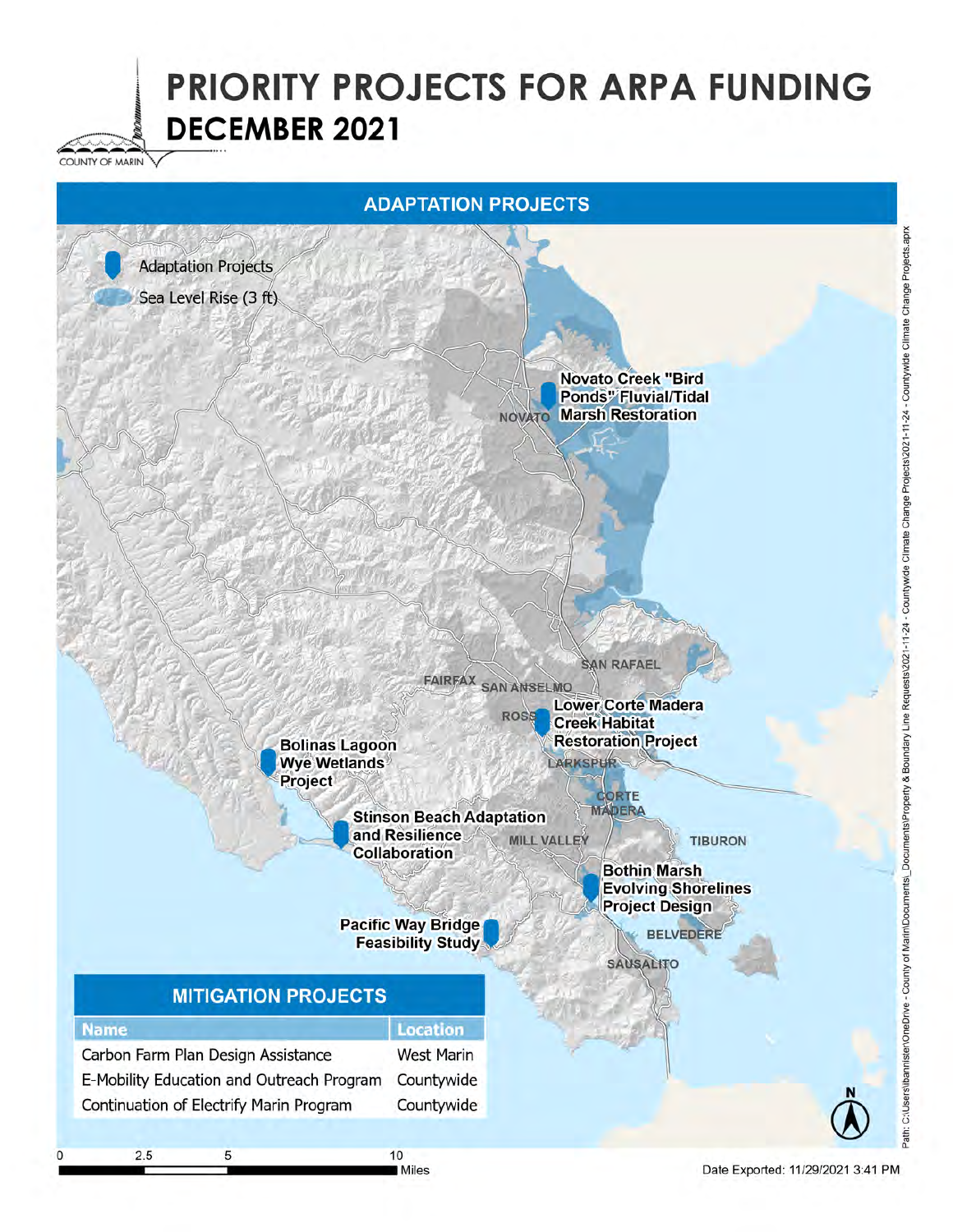# PRIORITY PROJECTS FOR ARPA FUNDING
## DECEMBER 2021

COUNTY OF MARIN

## ADAPTATION PROJECTS

Adaptation Projects

Sea Level Rise (3 ft)

Novato Creek "Bird Ponds" Fluvial/Tidal Marsh Restoration

NOVATO

SAN RAFAEL

FAIRFAX

SAN ANSELMO

ROSS

Lower Corte Madera Creek Habitat Restoration Project

LARKSPUR

Bolinas Lagoon Wye Wetlands Project

CORTE MADERA

Stinson Beach Adaptation and Resilience Collaboration

MILL VALLEY

TIBURON

Bothin Marsh Evolving Shorelines Project Design

Pacific Way Bridge Feasibility Study

BELVEDERE

SAUSALITO

## MITIGATION PROJECTS

| Name | Location |
|---|---|
| Carbon Farm Plan Design Assistance | West Marin |
| E-Mobility Education and Outreach Program | Countywide |
| Continuation of Electrify Marin Program | Countywide |

0 2.5 5 10 Miles

N

Date Exported: 11/29/2021 3:41 PM

Path: C:\Users\lbannister\OneDrive - County of Marin\Documents\_Documents\Property & Boundary Line Requests\2021-11-24 - Countywide Climate Change Projects\2021-11-24 - Countywide Climate Change Projects.aprx